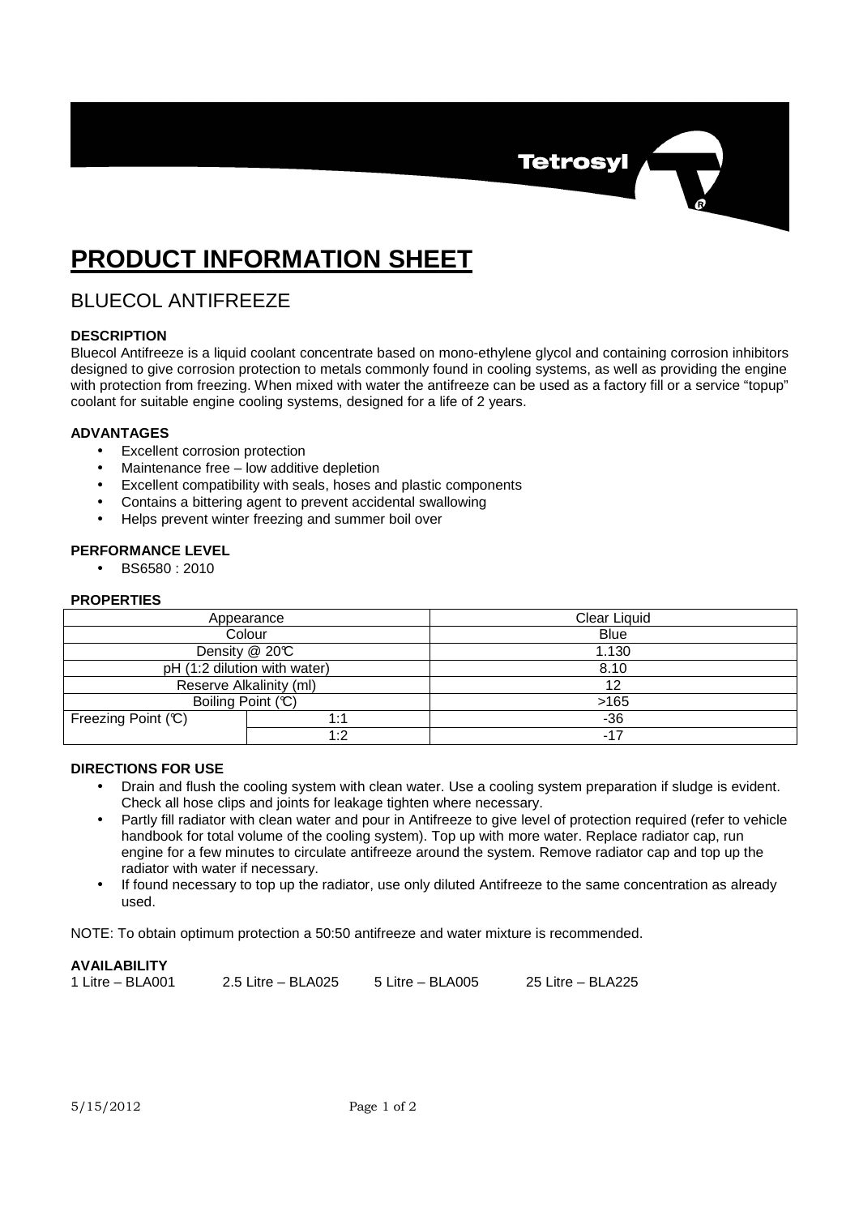Tetrosyl

# PRODUCT INFORMATION SHEET

## BLUECOL ANTIFREEZE

### DESCRIPTION

Bluecol Antifreeze is a liquid coolant concentrate based on mono-ethylene glycol and containing corrosion inhibitors designed to give corrosion protection to metals commonly found in cooling systems, as well as providing the engine with protection from freezing. When mixed with water the antifreeze can be used as a factory fill or a service "topup" coolant for suitable engine cooling systems, designed for a life of 2 years.

### ADVANTAGES

- Excellent corrosion protection
- Maintenance free – low additive depletion
- Excellent compatibility with seals, hoses and plastic components
- Contains a bittering agent to prevent accidental swallowing
- Helps prevent winter freezing and summer boil over

### PERFORMANCE LEVEL

- BS6580 : 2010

### PROPERTIES

| Property | | Value |
|---|---|---|
| Appearance | | Clear Liquid |
| Colour | | Blue |
| Density @ 20℃ | | 1.130 |
| pH (1:2 dilution with water) | | 8.10 |
| Reserve Alkalinity (ml) | | 12 |
| Boiling Point (℃) | | >165 |
| Freezing Point (℃) | 1:1 | -36 |
| | 1:2 | -17 |

### DIRECTIONS FOR USE

- Drain and flush the cooling system with clean water. Use a cooling system preparation if sludge is evident. Check all hose clips and joints for leakage tighten where necessary.
- Partly fill radiator with clean water and pour in Antifreeze to give level of protection required (refer to vehicle handbook for total volume of the cooling system). Top up with more water. Replace radiator cap, run engine for a few minutes to circulate antifreeze around the system. Remove radiator cap and top up the radiator with water if necessary.
- If found necessary to top up the radiator, use only diluted Antifreeze to the same concentration as already used.

NOTE: To obtain optimum protection a 50:50 antifreeze and water mixture is recommended.

### AVAILABILITY

1 Litre – BLA001 2.5 Litre – BLA025 5 Litre – BLA005 25 Litre – BLA225

5/15/2012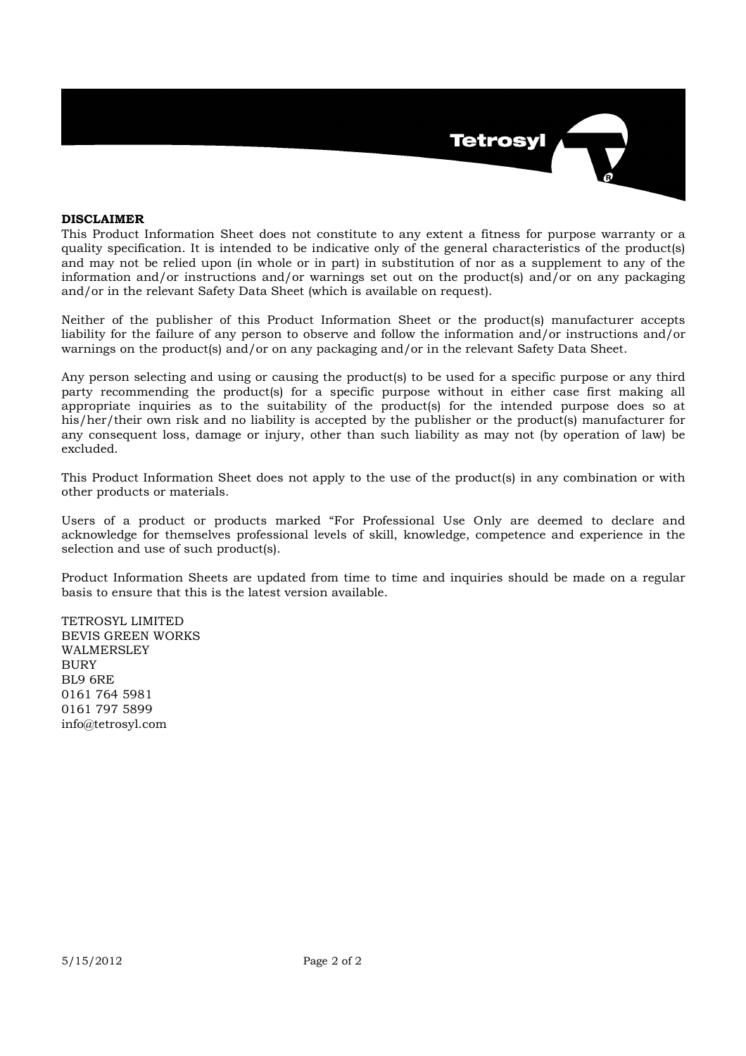**DISCLAIMER**

This Product Information Sheet does not constitute to any extent a fitness for purpose warranty or a quality specification. It is intended to be indicative only of the general characteristics of the product(s) and may not be relied upon (in whole or in part) in substitution of nor as a supplement to any of the information and/or instructions and/or warnings set out on the product(s) and/or on any packaging and/or in the relevant Safety Data Sheet (which is available on request).

Neither of the publisher of this Product Information Sheet or the product(s) manufacturer accepts liability for the failure of any person to observe and follow the information and/or instructions and/or warnings on the product(s) and/or on any packaging and/or in the relevant Safety Data Sheet.

Any person selecting and using or causing the product(s) to be used for a specific purpose or any third party recommending the product(s) for a specific purpose without in either case first making all appropriate inquiries as to the suitability of the product(s) for the intended purpose does so at his/her/their own risk and no liability is accepted by the publisher or the product(s) manufacturer for any consequent loss, damage or injury, other than such liability as may not (by operation of law) be excluded.

This Product Information Sheet does not apply to the use of the product(s) in any combination or with other products or materials.

Users of a product or products marked "For Professional Use Only are deemed to declare and acknowledge for themselves professional levels of skill, knowledge, competence and experience in the selection and use of such product(s).

Product Information Sheets are updated from time to time and inquiries should be made on a regular basis to ensure that this is the latest version available.

TETROSYL LIMITED
BEVIS GREEN WORKS
WALMERSLEY
BURY
BL9 6RE
0161 764 5981
0161 797 5899
info@tetrosyl.com

5/15/2012